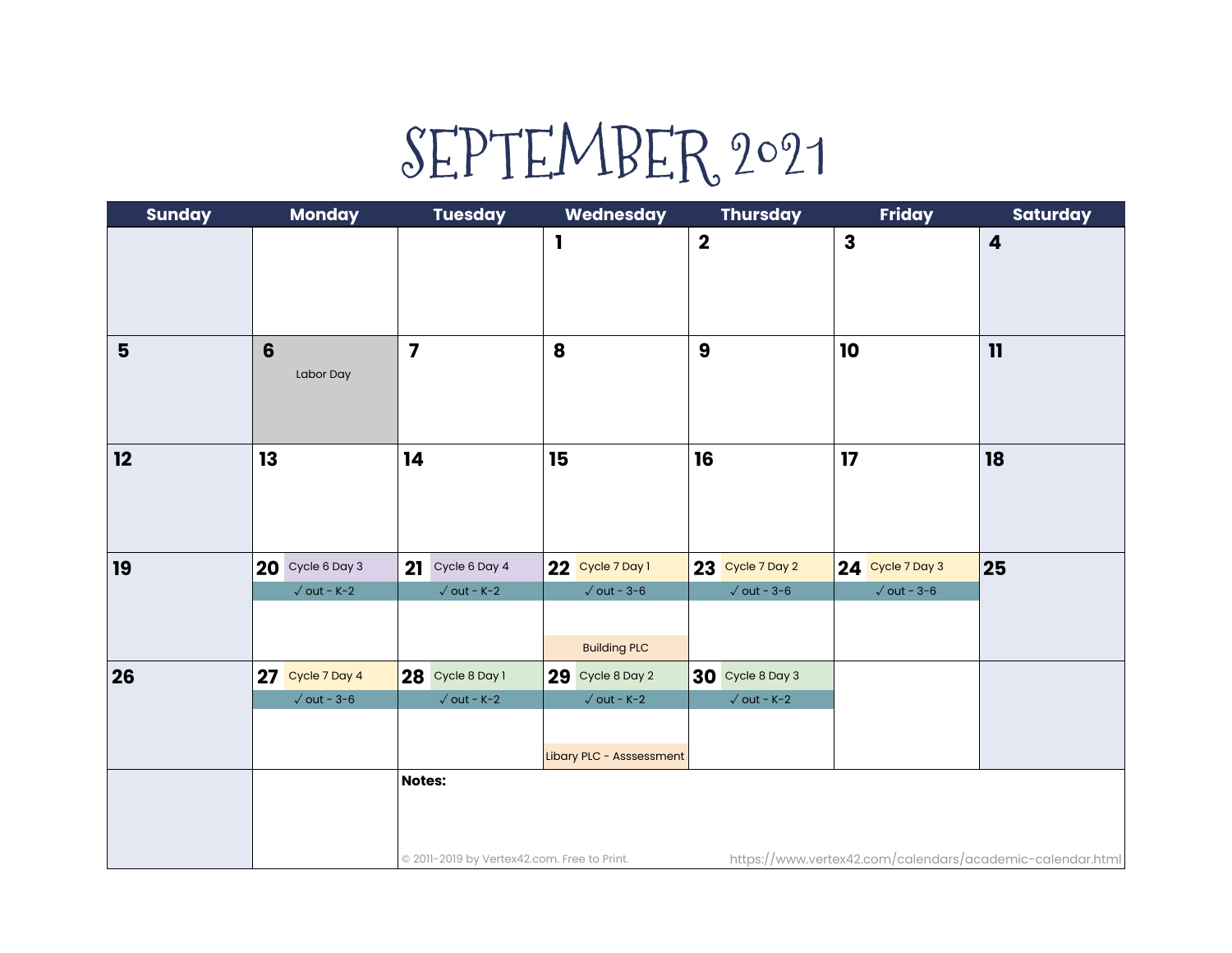# SEPTEMBER 2021

| Sunday | Monday | Tuesday | Wednesday | Thursday | Friday | Saturday |
|---|---|---|---|---|---|---|
| | | | 1 | 2 | 3 | 4 |
| 5 | 6 Labor Day | 7 | 8 | 9 | 10 | 11 |
| 12 | 13 | 14 | 15 | 16 | 17 | 18 |
| 19 | 20 Cycle 6 Day 3 ✓ out - K-2 | 21 Cycle 6 Day 4 ✓ out - K-2 | 22 Cycle 7 Day 1 ✓ out - 3-6 Building PLC | 23 Cycle 7 Day 2 ✓ out - 3-6 | 24 Cycle 7 Day 3 ✓ out - 3-6 | 25 |
| 26 | 27 Cycle 7 Day 4 ✓ out - 3-6 | 28 Cycle 8 Day 1 ✓ out - K-2 | 29 Cycle 8 Day 2 ✓ out - K-2 Libary PLC - Asssessment | 30 Cycle 8 Day 3 ✓ out - K-2 | | |

**Notes:**

© 2011-2019 by Vertex42.com. Free to Print. https://www.vertex42.com/calendars/academic-calendar.html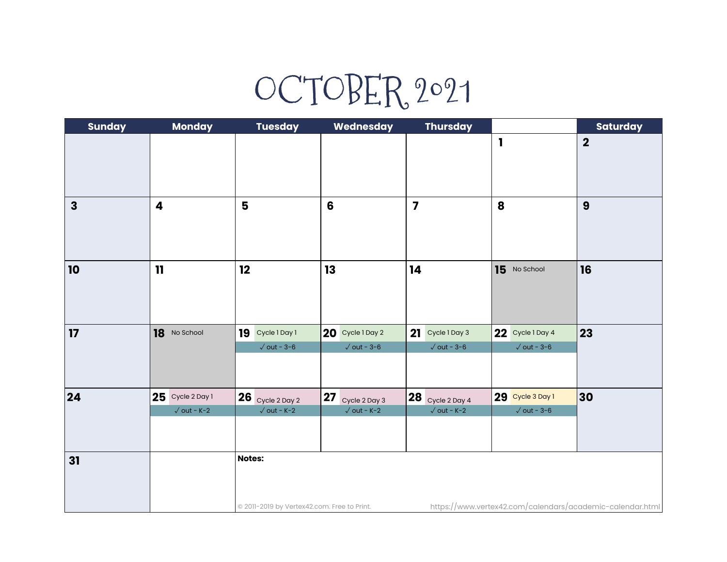# OCTOBER 2021

| Sunday | Monday | Tuesday | Wednesday | Thursday | | Saturday |
|---|---|---|---|---|---|---|
| | | | | | 1 | 2 |
| 3 | 4 | 5 | 6 | 7 | 8 | 9 |
| 10 | 11 | 12 | 13 | 14 | 15 No School | 16 |
| 17 | 18 No School | 19 Cycle 1 Day 1 ✓ out - 3-6 | 20 Cycle 1 Day 2 ✓ out - 3-6 | 21 Cycle 1 Day 3 ✓ out - 3-6 | 22 Cycle 1 Day 4 ✓ out - 3-6 | 23 |
| 24 | 25 Cycle 2 Day 1 ✓ out - K-2 | 26 Cycle 2 Day 2 ✓ out - K-2 | 27 Cycle 2 Day 3 ✓ out - K-2 | 28 Cycle 2 Day 4 ✓ out - K-2 | 29 Cycle 3 Day 1 ✓ out - 3-6 | 30 |
| 31 | | **Notes:** | | | | |

© 2011-2019 by Vertex42.com. Free to Print. https://www.vertex42.com/calendars/academic-calendar.html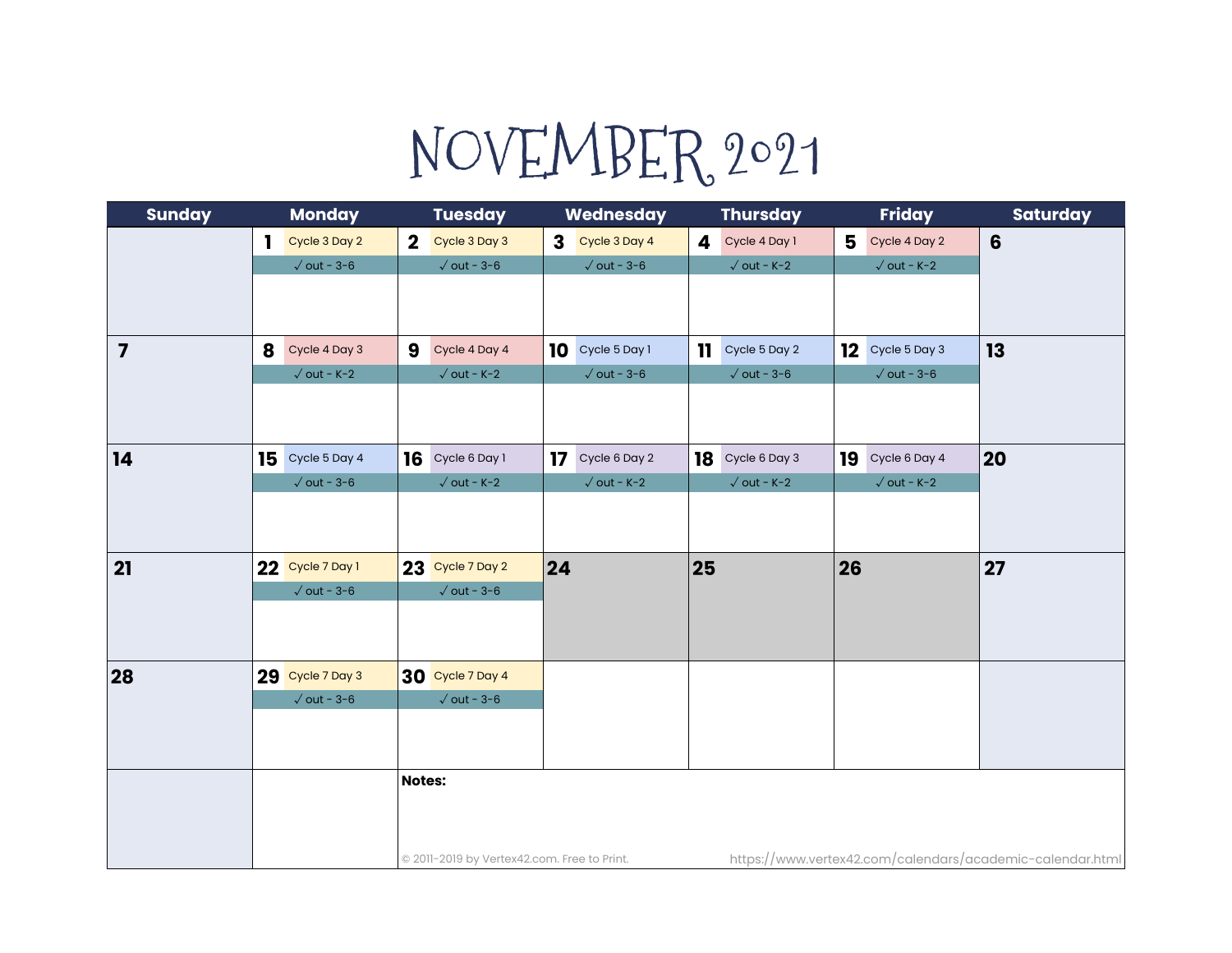# NOVEMBER 2021

| Sunday | Monday | Tuesday | Wednesday | Thursday | Friday | Saturday |
|---|---|---|---|---|---|---|
| | 1 Cycle 3 Day 2 ✓ out - 3-6 | 2 Cycle 3 Day 3 ✓ out - 3-6 | 3 Cycle 3 Day 4 ✓ out - 3-6 | 4 Cycle 4 Day 1 ✓ out - K-2 | 5 Cycle 4 Day 2 ✓ out - K-2 | 6 |
| 7 | 8 Cycle 4 Day 3 ✓ out - K-2 | 9 Cycle 4 Day 4 ✓ out - K-2 | 10 Cycle 5 Day 1 ✓ out - 3-6 | 11 Cycle 5 Day 2 ✓ out - 3-6 | 12 Cycle 5 Day 3 ✓ out - 3-6 | 13 |
| 14 | 15 Cycle 5 Day 4 ✓ out - 3-6 | 16 Cycle 6 Day 1 ✓ out - K-2 | 17 Cycle 6 Day 2 ✓ out - K-2 | 18 Cycle 6 Day 3 ✓ out - K-2 | 19 Cycle 6 Day 4 ✓ out - K-2 | 20 |
| 21 | 22 Cycle 7 Day 1 ✓ out - 3-6 | 23 Cycle 7 Day 2 ✓ out - 3-6 | 24 | 25 | 26 | 27 |
| 28 | 29 Cycle 7 Day 3 ✓ out - 3-6 | 30 Cycle 7 Day 4 ✓ out - 3-6 | | | | |

**Notes:**

© 2011-2019 by Vertex42.com. Free to Print. https://www.vertex42.com/calendars/academic-calendar.html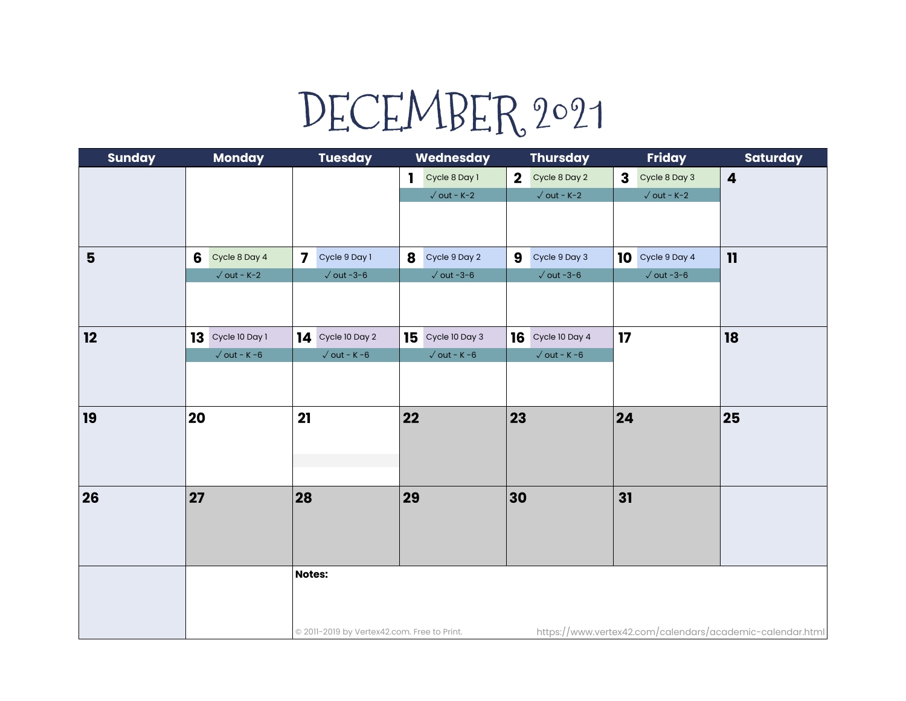# DECEMBER 2021

| Sunday | Monday | Tuesday | Wednesday | Thursday | Friday | Saturday |
|---|---|---|---|---|---|---|
| | | | 1 Cycle 8 Day 1 ✓ out - K-2 | 2 Cycle 8 Day 2 ✓ out - K-2 | 3 Cycle 8 Day 3 ✓ out - K-2 | 4 |
| 5 | 6 Cycle 8 Day 4 ✓ out - K-2 | 7 Cycle 9 Day 1 ✓ out -3-6 | 8 Cycle 9 Day 2 ✓ out -3-6 | 9 Cycle 9 Day 3 ✓ out -3-6 | 10 Cycle 9 Day 4 ✓ out -3-6 | 11 |
| 12 | 13 Cycle 10 Day 1 ✓ out - K -6 | 14 Cycle 10 Day 2 ✓ out - K -6 | 15 Cycle 10 Day 3 ✓ out - K -6 | 16 Cycle 10 Day 4 ✓ out - K -6 | 17 | 18 |
| 19 | 20 | 21 | 22 | 23 | 24 | 25 |
| 26 | 27 | 28 | 29 | 30 | 31 | |

**Notes:**

© 2011-2019 by Vertex42.com. Free to Print. https://www.vertex42.com/calendars/academic-calendar.html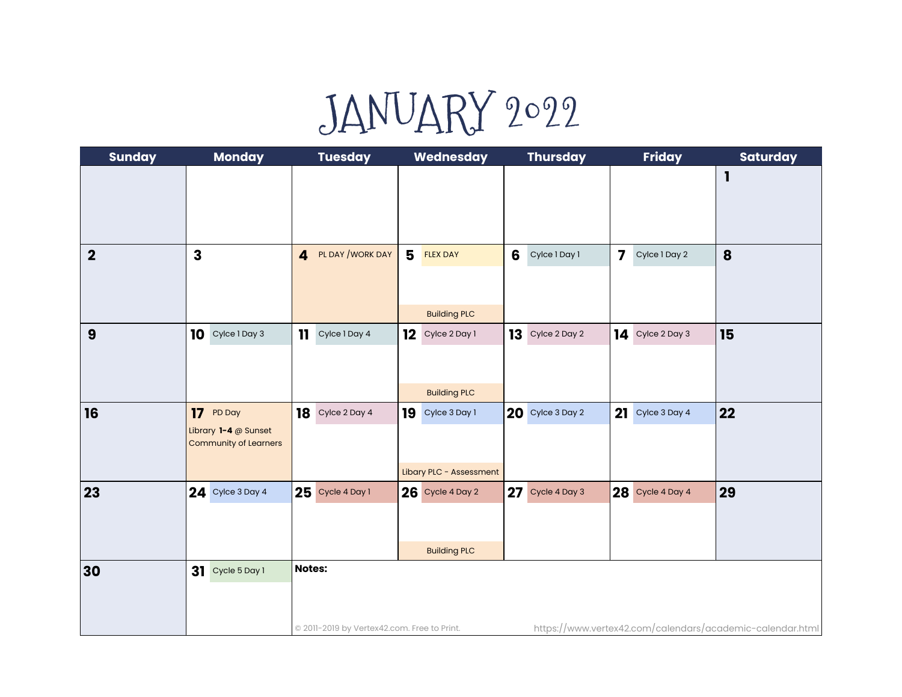# JANUARY 2022

| Sunday | Monday | Tuesday | Wednesday | Thursday | Friday | Saturday |
|---|---|---|---|---|---|---|
| | | | | | | 1 |
| 2 | 3 | 4 PL DAY /WORK DAY | 5 FLEX DAY<br>Building PLC | 6 Cylce 1 Day 1 | 7 Cylce 1 Day 2 | 8 |
| 9 | 10 Cylce 1 Day 3 | 11 Cylce 1 Day 4 | 12 Cylce 2 Day 1<br>Building PLC | 13 Cylce 2 Day 2 | 14 Cylce 2 Day 3 | 15 |
| 16 | 17 PD Day<br>Library **1-4** @ Sunset Community of Learners | 18 Cylce 2 Day 4 | 19 Cylce 3 Day 1<br>Libary PLC - Assessment | 20 Cylce 3 Day 2 | 21 Cylce 3 Day 4 | 22 |
| 23 | 24 Cylce 3 Day 4 | 25 Cylce 4 Day 1 | 26 Cylce 4 Day 2<br>Building PLC | 27 Cylce 4 Day 3 | 28 Cylce 4 Day 4 | 29 |
| 30 | 31 Cylce 5 Day 1 | **Notes:** | | | | |

© 2011-2019 by Vertex42.com. Free to Print. https://www.vertex42.com/calendars/academic-calendar.html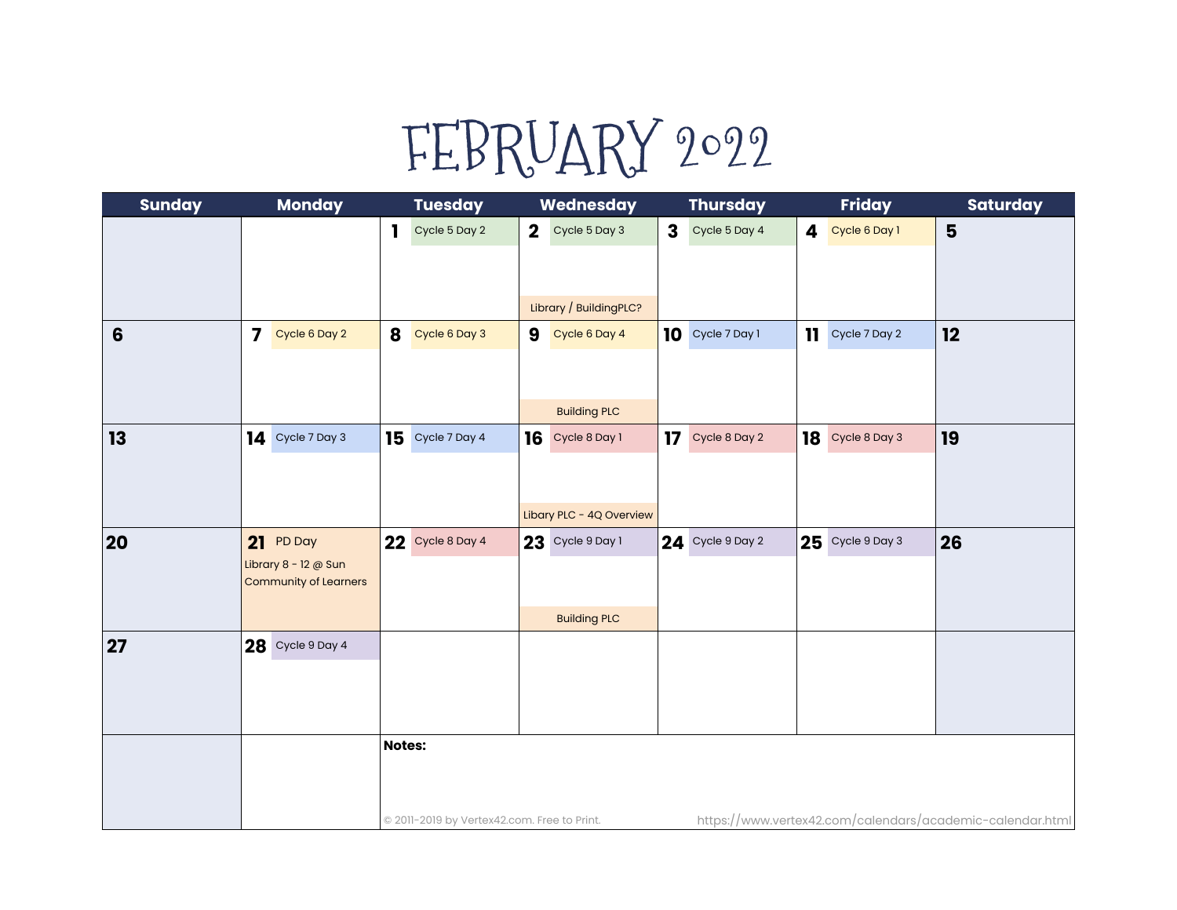# FEBRUARY 2022

| Sunday | Monday | Tuesday | Wednesday | Thursday | Friday | Saturday |
|---|---|---|---|---|---|---|
| | | **1** Cycle 5 Day 2 | **2** Cycle 5 Day 3<br>Library / BuildingPLC? | **3** Cycle 5 Day 4 | **4** Cycle 6 Day 1 | **5** |
| **6** | **7** Cycle 6 Day 2 | **8** Cycle 6 Day 3 | **9** Cycle 6 Day 4<br>Building PLC | **10** Cycle 7 Day 1 | **11** Cycle 7 Day 2 | **12** |
| **13** | **14** Cycle 7 Day 3 | **15** Cycle 7 Day 4 | **16** Cycle 8 Day 1<br>Libary PLC - 4Q Overview | **17** Cycle 8 Day 2 | **18** Cycle 8 Day 3 | **19** |
| **20** | **21** PD Day<br>Library 8 - 12 @ Sun Community of Learners | **22** Cycle 8 Day 4 | **23** Cycle 9 Day 1<br>Building PLC | **24** Cycle 9 Day 2 | **25** Cycle 9 Day 3 | **26** |
| **27** | **28** Cycle 9 Day 4 | | | | | |

**Notes:**

© 2011-2019 by Vertex42.com. Free to Print. https://www.vertex42.com/calendars/academic-calendar.html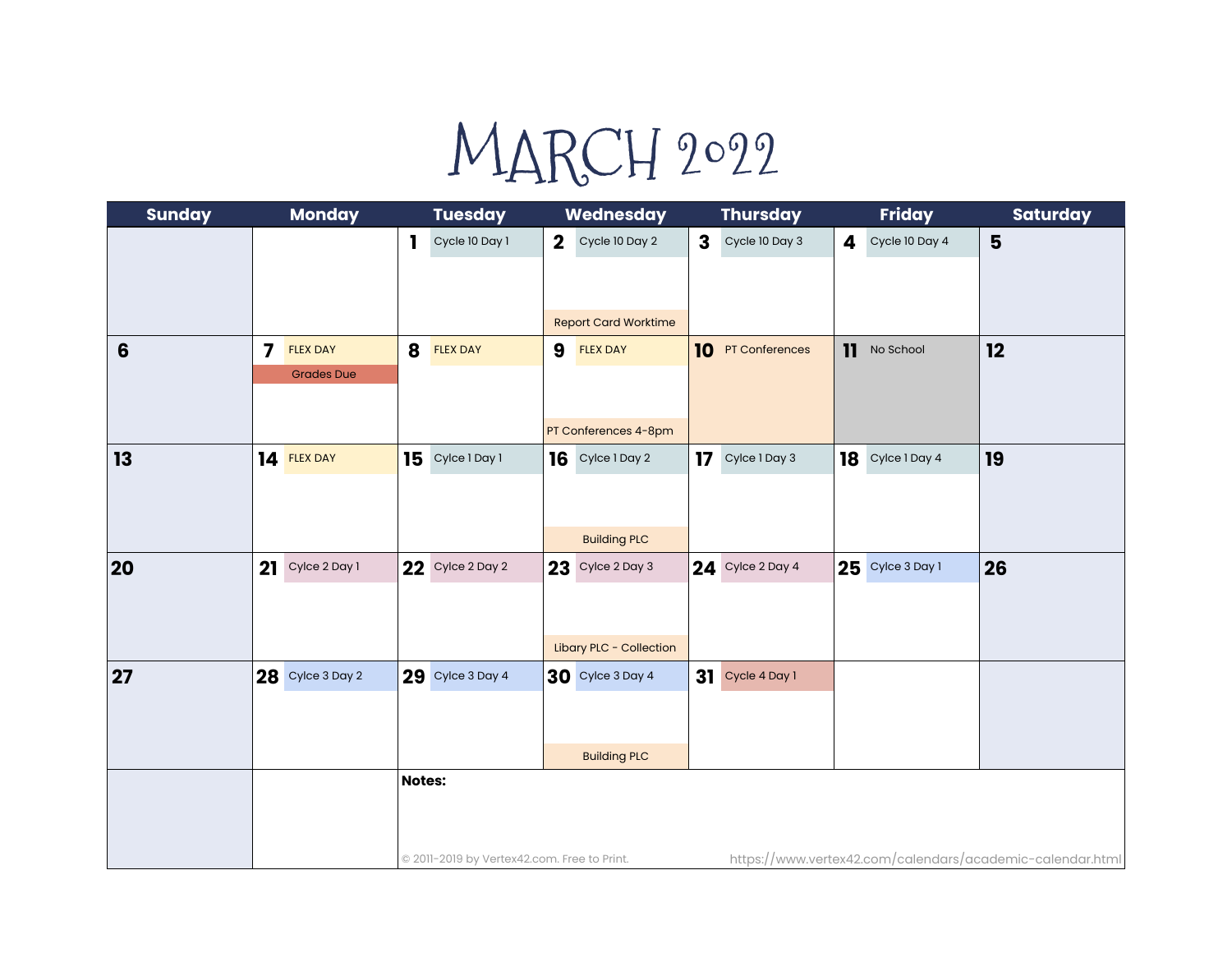# MARCH 2022

| Sunday | Monday | Tuesday | Wednesday | Thursday | Friday | Saturday |
|---|---|---|---|---|---|---|
| | | **1** Cycle 10 Day 1 | **2** Cycle 10 Day 2<br>Report Card Worktime | **3** Cycle 10 Day 3 | **4** Cycle 10 Day 4 | **5** |
| **6** | **7** FLEX DAY<br>Grades Due | **8** FLEX DAY | **9** FLEX DAY<br>PT Conferences 4-8pm | **10** PT Conferences | **11** No School | **12** |
| **13** | **14** FLEX DAY | **15** Cylce 1 Day 1 | **16** Cylce 1 Day 2<br>Building PLC | **17** Cylce 1 Day 3 | **18** Cylce 1 Day 4 | **19** |
| **20** | **21** Cylce 2 Day 1 | **22** Cylce 2 Day 2 | **23** Cylce 2 Day 3<br>Libary PLC - Collection | **24** Cylce 2 Day 4 | **25** Cylce 3 Day 1 | **26** |
| **27** | **28** Cylce 3 Day 2 | **29** Cylce 3 Day 4 | **30** Cylce 3 Day 4<br>Building PLC | **31** Cylce 4 Day 1 | | |

**Notes:**

© 2011-2019 by Vertex42.com. Free to Print. https://www.vertex42.com/calendars/academic-calendar.html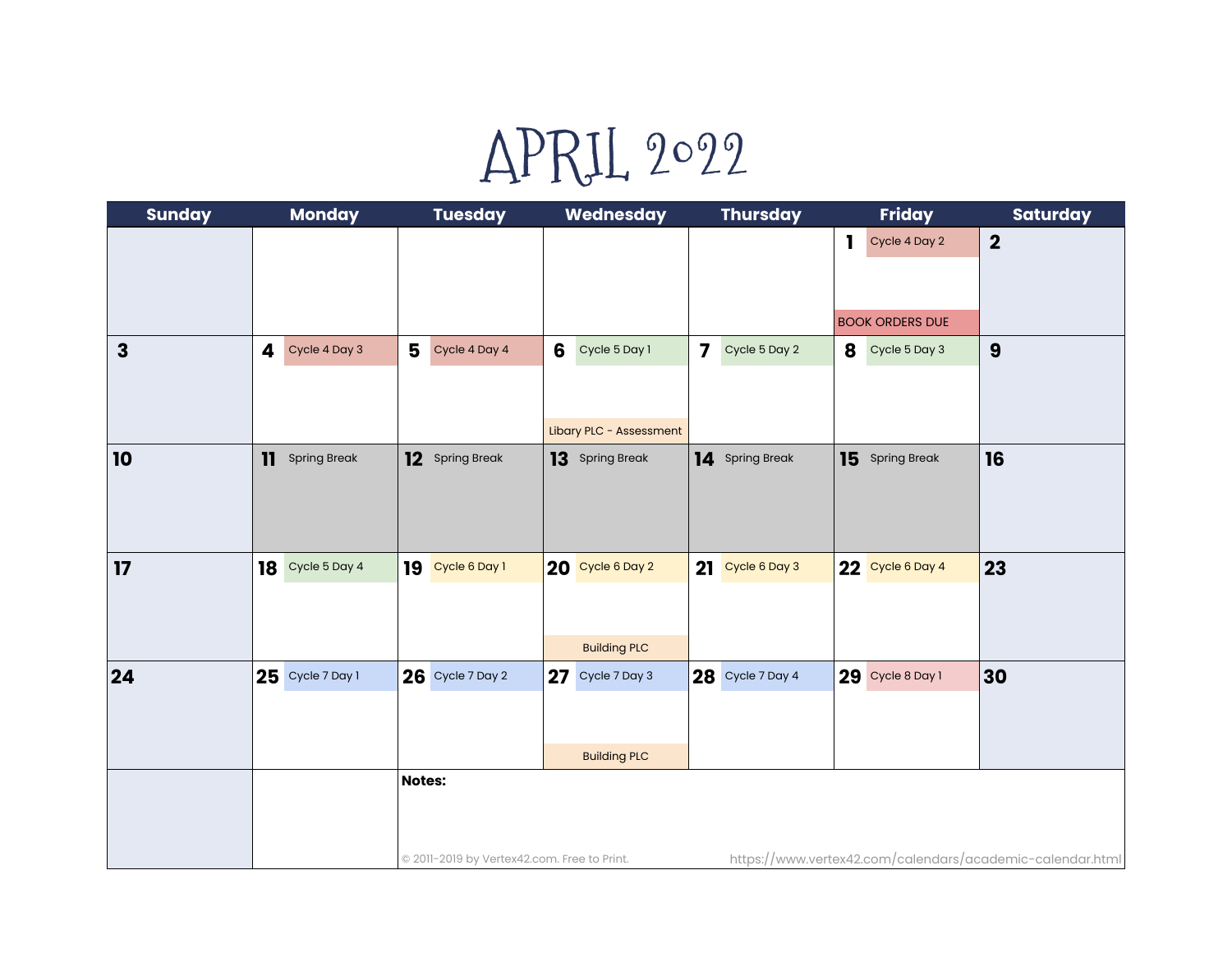# APRIL 2022

| Sunday | Monday | Tuesday | Wednesday | Thursday | Friday | Saturday |
|---|---|---|---|---|---|---|
| | | | | | 1 Cycle 4 Day 2<br>BOOK ORDERS DUE | 2 |
| 3 | 4 Cycle 4 Day 3 | 5 Cycle 4 Day 4 | 6 Cycle 5 Day 1<br>Libary PLC - Assessment | 7 Cycle 5 Day 2 | 8 Cycle 5 Day 3 | 9 |
| 10 | 11 Spring Break | 12 Spring Break | 13 Spring Break | 14 Spring Break | 15 Spring Break | 16 |
| 17 | 18 Cycle 5 Day 4 | 19 Cycle 6 Day 1 | 20 Cycle 6 Day 2<br>Building PLC | 21 Cycle 6 Day 3 | 22 Cycle 6 Day 4 | 23 |
| 24 | 25 Cycle 7 Day 1 | 26 Cycle 7 Day 2 | 27 Cycle 7 Day 3<br>Building PLC | 28 Cycle 7 Day 4 | 29 Cycle 8 Day 1 | 30 |

**Notes:**

© 2011-2019 by Vertex42.com. Free to Print. https://www.vertex42.com/calendars/academic-calendar.html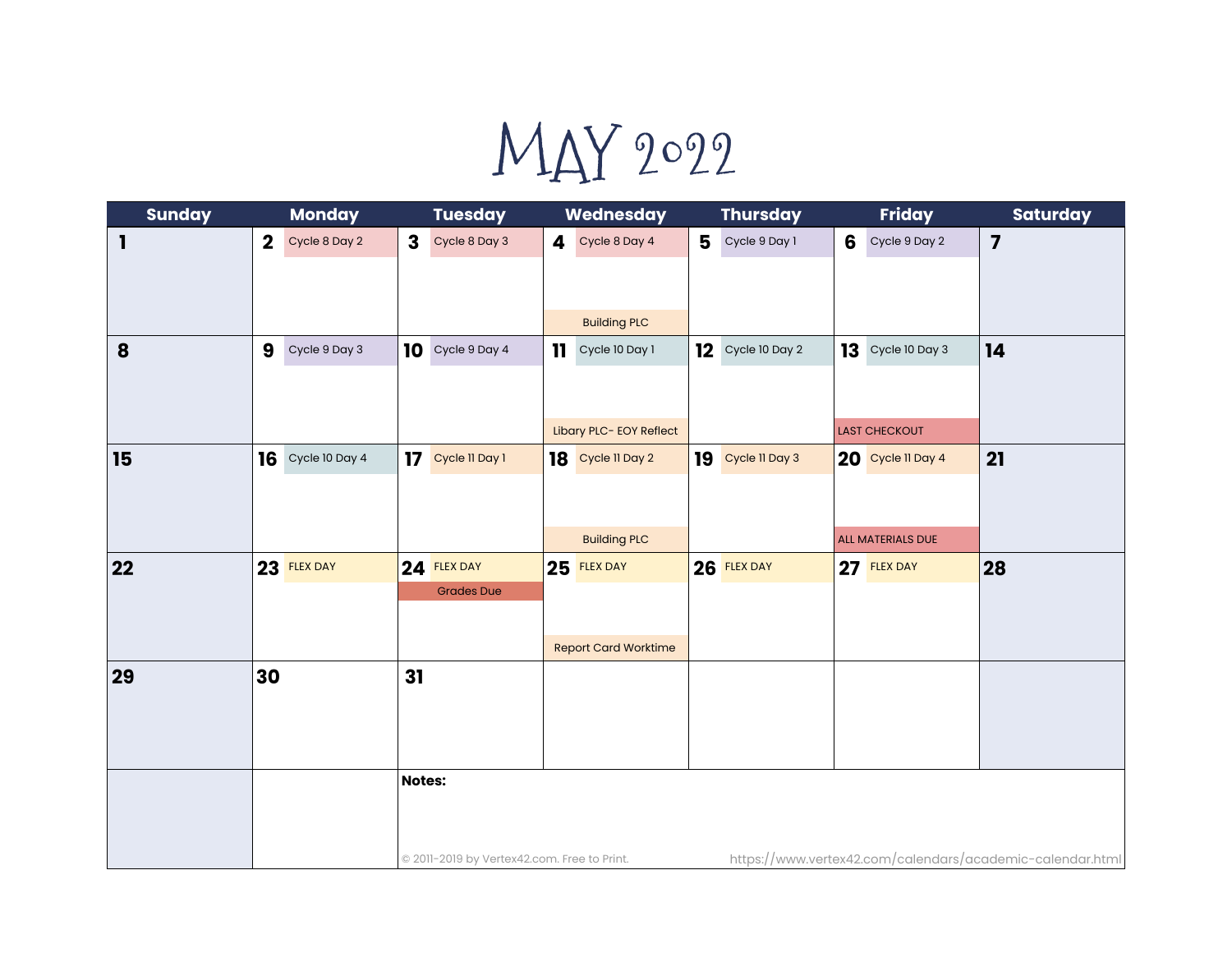# MAY 2022

| Sunday | Monday | Tuesday | Wednesday | Thursday | Friday | Saturday |
|---|---|---|---|---|---|---|
| 1 | 2 Cycle 8 Day 2 | 3 Cycle 8 Day 3 | 4 Cycle 8 Day 4<br>Building PLC | 5 Cycle 9 Day 1 | 6 Cycle 9 Day 2 | 7 |
| 8 | 9 Cycle 9 Day 3 | 10 Cycle 9 Day 4 | 11 Cycle 10 Day 1<br>Libary PLC- EOY Reflect | 12 Cycle 10 Day 2 | 13 Cycle 10 Day 3<br>LAST CHECKOUT | 14 |
| 15 | 16 Cycle 10 Day 4 | 17 Cycle 11 Day 1 | 18 Cycle 11 Day 2<br>Building PLC | 19 Cycle 11 Day 3 | 20 Cycle 11 Day 4<br>ALL MATERIALS DUE | 21 |
| 22 | 23 FLEX DAY | 24 FLEX DAY<br>Grades Due | 25 FLEX DAY<br>Report Card Worktime | 26 FLEX DAY | 27 FLEX DAY | 28 |
| 29 | 30 | 31 | | | | |

**Notes:**

© 2011-2019 by Vertex42.com. Free to Print. https://www.vertex42.com/calendars/academic-calendar.html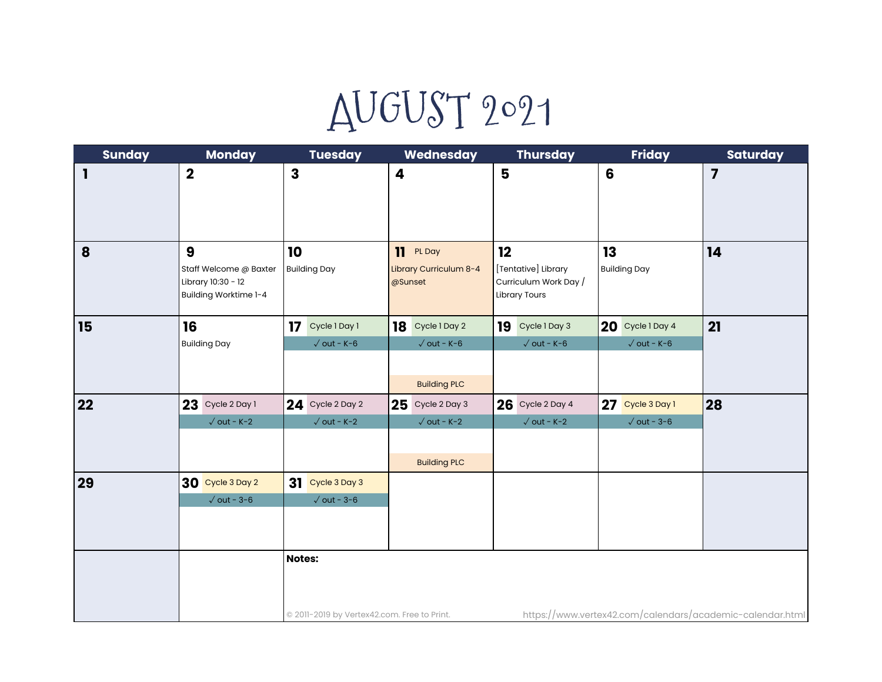# AUGUST 2021

| Sunday | Monday | Tuesday | Wednesday | Thursday | Friday | Saturday |
|---|---|---|---|---|---|---|
| **1** | **2** | **3** | **4** | **5** | **6** | **7** |
| **8** | **9** Staff Welcome @ Baxter Library 10:30 - 12 Building Worktime 1-4 | **10** Building Day | **11** PL Day Library Curriculum 8-4 @Sunset | **12** [Tentative] Library Curriculum Work Day / Library Tours | **13** Building Day | **14** |
| **15** | **16** Building Day | **17** Cycle 1 Day 1 ✓ out - K-6 | **18** Cycle 1 Day 2 ✓ out - K-6 Building PLC | **19** Cycle 1 Day 3 ✓ out - K-6 | **20** Cycle 1 Day 4 ✓ out - K-6 | **21** |
| **22** | **23** Cycle 2 Day 1 ✓ out - K-2 | **24** Cycle 2 Day 2 ✓ out - K-2 | **25** Cycle 2 Day 3 ✓ out - K-2 Building PLC | **26** Cycle 2 Day 4 ✓ out - K-2 | **27** Cycle 3 Day 1 ✓ out - 3-6 | **28** |
| **29** | **30** Cycle 3 Day 2 ✓ out - 3-6 | **31** Cycle 3 Day 3 ✓ out - 3-6 | | | | |

**Notes:**

© 2011-2019 by Vertex42.com. Free to Print. https://www.vertex42.com/calendars/academic-calendar.html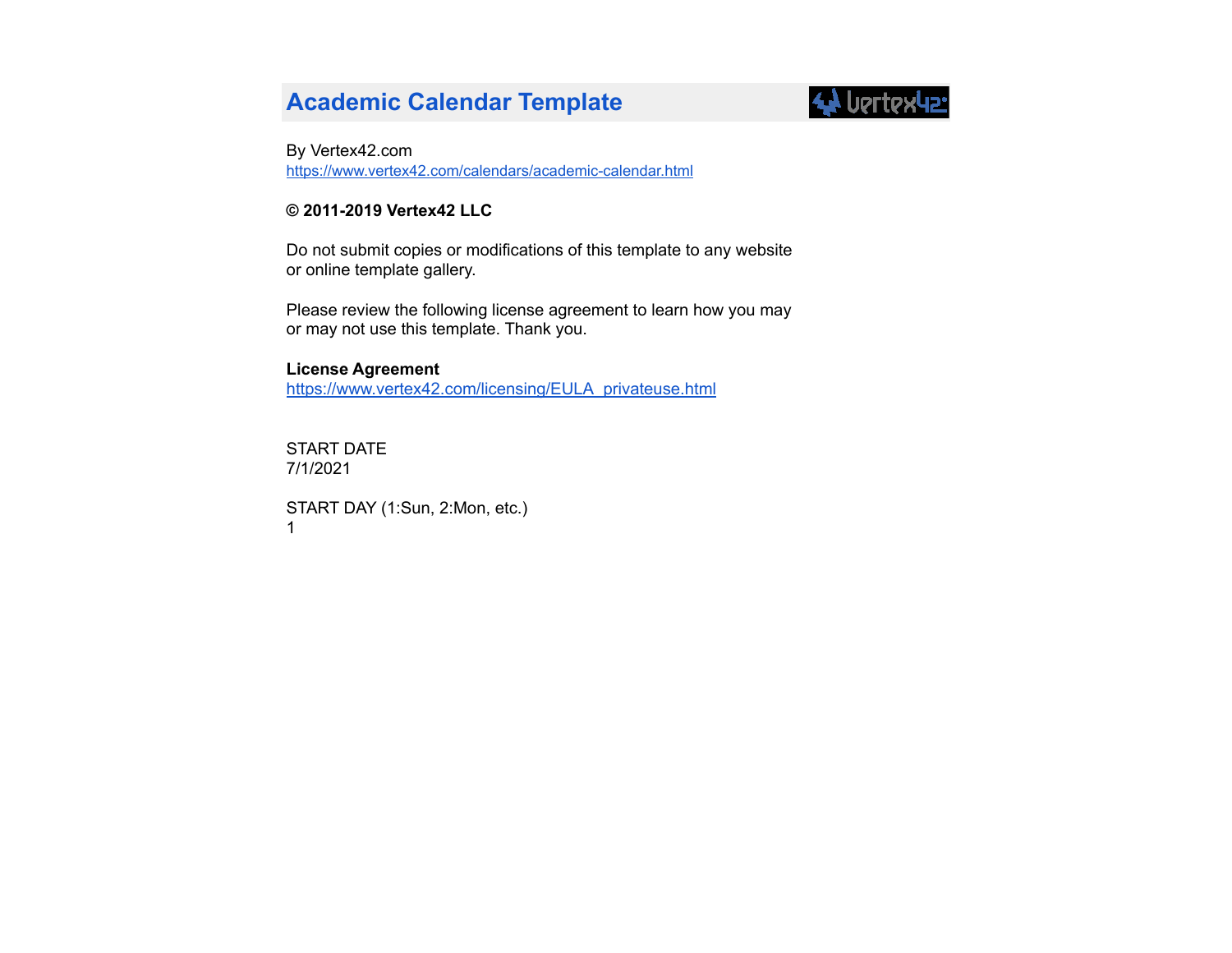# Academic Calendar Template

By Vertex42.com
https://www.vertex42.com/calendars/academic-calendar.html

**© 2011-2019 Vertex42 LLC**

Do not submit copies or modifications of this template to any website or online template gallery.

Please review the following license agreement to learn how you may or may not use this template. Thank you.

**License Agreement**
https://www.vertex42.com/licensing/EULA_privateuse.html

START DATE
7/1/2021

START DAY (1:Sun, 2:Mon, etc.)
1